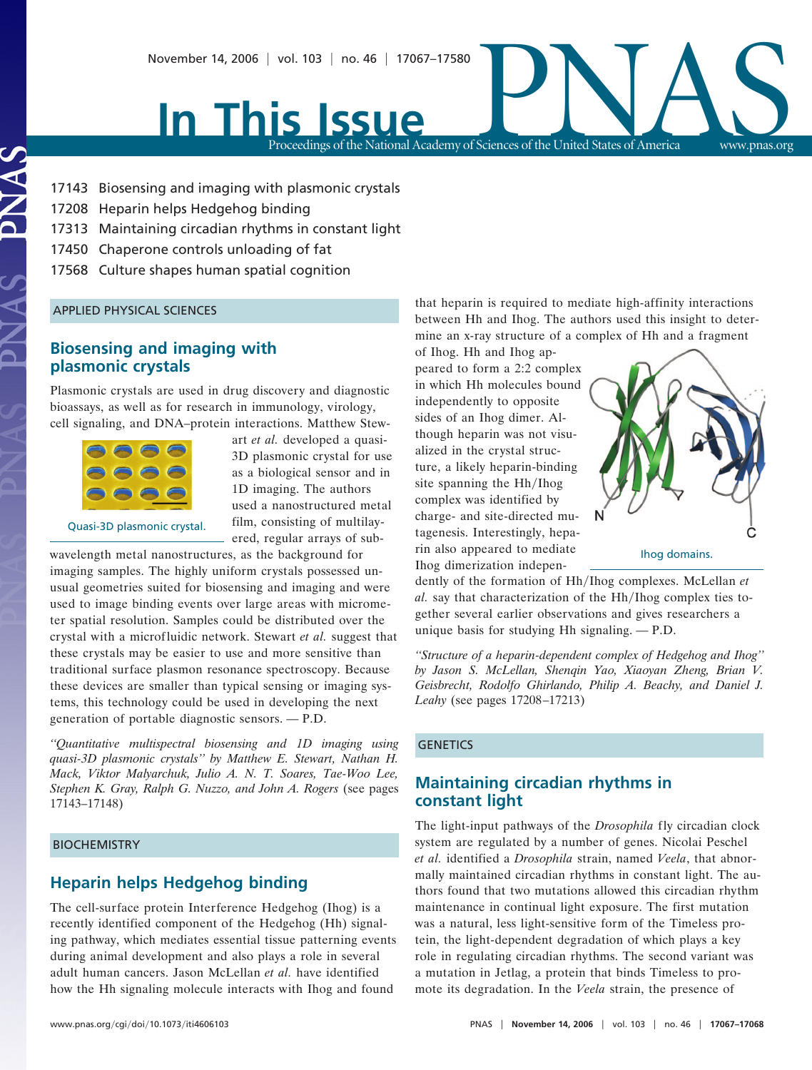# In This Issue

17143 Biosensing and imaging with plasmonic crystals
17208 Heparin helps Hedgehog binding
17313 Maintaining circadian rhythms in constant light
17450 Chaperone controls unloading of fat
17568 Culture shapes human spatial cognition

## APPLIED PHYSICAL SCIENCES

### Biosensing and imaging with plasmonic crystals

Plasmonic crystals are used in drug discovery and diagnostic bioassays, as well as for research in immunology, virology, cell signaling, and DNA–protein interactions. Matthew Stewart *et al.* developed a quasi-3D plasmonic crystal for use as a biological sensor and in 1D imaging. The authors used a nanostructured metal film, consisting of multilayered, regular arrays of subwavelength metal nanostructures, as the background for imaging samples. The highly uniform crystals possessed unusual geometries suited for biosensing and imaging and were used to image binding events over large areas with micrometer spatial resolution. Samples could be distributed over the crystal with a microfluidic network. Stewart *et al.* suggest that these crystals may be easier to use and more sensitive than traditional surface plasmon resonance spectroscopy. Because these devices are smaller than typical sensing or imaging systems, this technology could be used in developing the next generation of portable diagnostic sensors. — P.D.

Quasi-3D plasmonic crystal.

*"Quantitative multispectral biosensing and 1D imaging using quasi-3D plasmonic crystals" by Matthew E. Stewart, Nathan H. Mack, Viktor Malyarchuk, Julio A. N. T. Soares, Tae-Woo Lee, Stephen K. Gray, Ralph G. Nuzzo, and John A. Rogers* (see pages 17143–17148)

## BIOCHEMISTRY

### Heparin helps Hedgehog binding

The cell-surface protein Interference Hedgehog (Ihog) is a recently identified component of the Hedgehog (Hh) signaling pathway, which mediates essential tissue patterning events during animal development and also plays a role in several adult human cancers. Jason McLellan *et al.* have identified how the Hh signaling molecule interacts with Ihog and found that heparin is required to mediate high-affinity interactions between Hh and Ihog. The authors used this insight to determine an x-ray structure of a complex of Hh and a fragment of Ihog. Hh and Ihog appeared to form a 2:2 complex in which Hh molecules bound independently to opposite sides of an Ihog dimer. Although heparin was not visualized in the crystal structure, a likely heparin-binding site spanning the Hh/Ihog complex was identified by charge- and site-directed mutagenesis. Interestingly, heparin also appeared to mediate Ihog dimerization independently of the formation of Hh/Ihog complexes. McLellan *et al.* say that characterization of the Hh/Ihog complex ties together several earlier observations and gives researchers a unique basis for studying Hh signaling. — P.D.

Ihog domains.

*"Structure of a heparin-dependent complex of Hedgehog and Ihog" by Jason S. McLellan, Shenqin Yao, Xiaoyan Zheng, Brian V. Geisbrecht, Rodolfo Ghirlando, Philip A. Beachy, and Daniel J. Leahy* (see pages 17208–17213)

## GENETICS

### Maintaining circadian rhythms in constant light

The light-input pathways of the *Drosophila* fly circadian clock system are regulated by a number of genes. Nicolai Peschel *et al.* identified a *Drosophila* strain, named *Veela*, that abnormally maintained circadian rhythms in constant light. The authors found that two mutations allowed this circadian rhythm maintenance in continual light exposure. The first mutation was a natural, less light-sensitive form of the Timeless protein, the light-dependent degradation of which plays a key role in regulating circadian rhythms. The second variant was a mutation in Jetlag, a protein that binds Timeless to promote its degradation. In the *Veela* strain, the presence of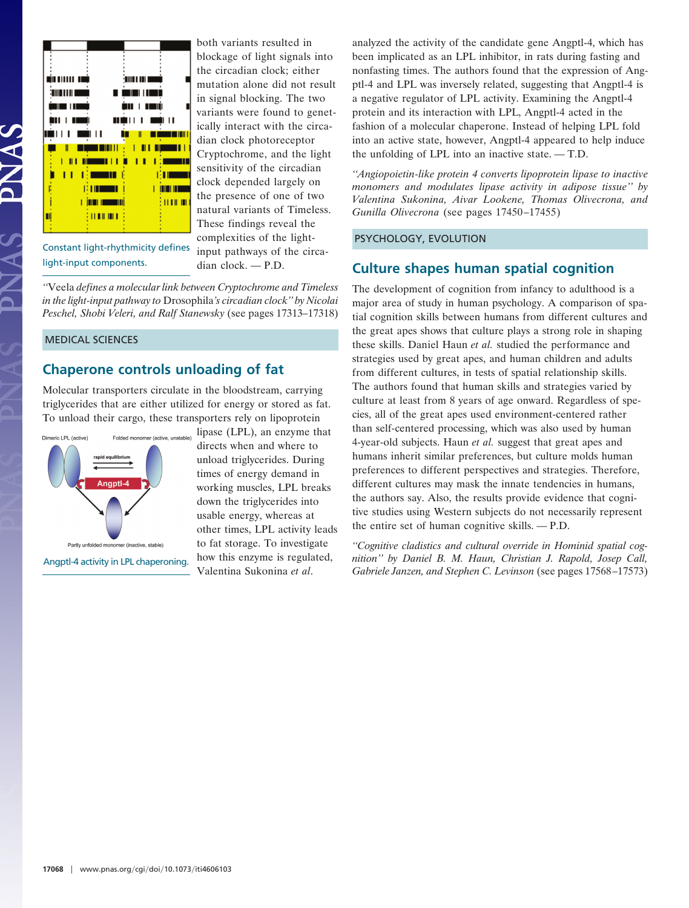both variants resulted in blockage of light signals into the circadian clock; either mutation alone did not result in signal blocking. The two variants were found to genetically interact with the circadian clock photoreceptor Cryptochrome, and the light sensitivity of the circadian clock depended largely on the presence of one of two natural variants of Timeless. These findings reveal the complexities of the light-input pathways of the circadian clock. — P.D.

Constant light-rhythmicity defines light-input components.

*"Veela defines a molecular link between Cryptochrome and Timeless in the light-input pathway to* Drosophila*'s circadian clock" by Nicolai Peschel, Shobi Veleri, and Ralf Stanewsky* (see pages 17313–17318)

MEDICAL SCIENCES

## Chaperone controls unloading of fat

Molecular transporters circulate in the bloodstream, carrying triglycerides that are either utilized for energy or stored as fat. To unload their cargo, these transporters rely on lipoprotein lipase (LPL), an enzyme that directs when and where to unload triglycerides. During times of energy demand in working muscles, LPL breaks down the triglycerides into usable energy, whereas at other times, LPL activity leads to fat storage. To investigate how this enzyme is regulated, Valentina Sukonina *et al.* analyzed the activity of the candidate gene Angptl-4, which has been implicated as an LPL inhibitor, in rats during fasting and nonfasting times. The authors found that the expression of Angptl-4 and LPL was inversely related, suggesting that Angptl-4 is a negative regulator of LPL activity. Examining the Angptl-4 protein and its interaction with LPL, Angptl-4 acted in the fashion of a molecular chaperone. Instead of helping LPL fold into an active state, however, Angptl-4 appeared to help induce the unfolding of LPL into an inactive state. — T.D.

Dimeric LPL (active)
Folded monomer (active, unstable)
rapid equilibrium
Angptl-4
Partly unfolded monomer (inactive, stable)

Angptl-4 activity in LPL chaperoning.

*"Angiopoietin-like protein 4 converts lipoprotein lipase to inactive monomers and modulates lipase activity in adipose tissue" by Valentina Sukonina, Aivar Lookene, Thomas Olivecrona, and Gunilla Olivecrona* (see pages 17450–17455)

PSYCHOLOGY, EVOLUTION

## Culture shapes human spatial cognition

The development of cognition from infancy to adulthood is a major area of study in human psychology. A comparison of spatial cognition skills between humans from different cultures and the great apes shows that culture plays a strong role in shaping these skills. Daniel Haun *et al.* studied the performance and strategies used by great apes, and human children and adults from different cultures, in tests of spatial relationship skills. The authors found that human skills and strategies varied by culture at least from 8 years of age onward. Regardless of species, all of the great apes used environment-centered rather than self-centered processing, which was also used by human 4-year-old subjects. Haun *et al.* suggest that great apes and humans inherit similar preferences, but culture molds human preferences to different perspectives and strategies. Therefore, different cultures may mask the innate tendencies in humans, the authors say. Also, the results provide evidence that cognitive studies using Western subjects do not necessarily represent the entire set of human cognitive skills. — P.D.

*"Cognitive cladistics and cultural override in Hominid spatial cognition" by Daniel B. M. Haun, Christian J. Rapold, Josep Call, Gabriele Janzen, and Stephen C. Levinson* (see pages 17568–17573)